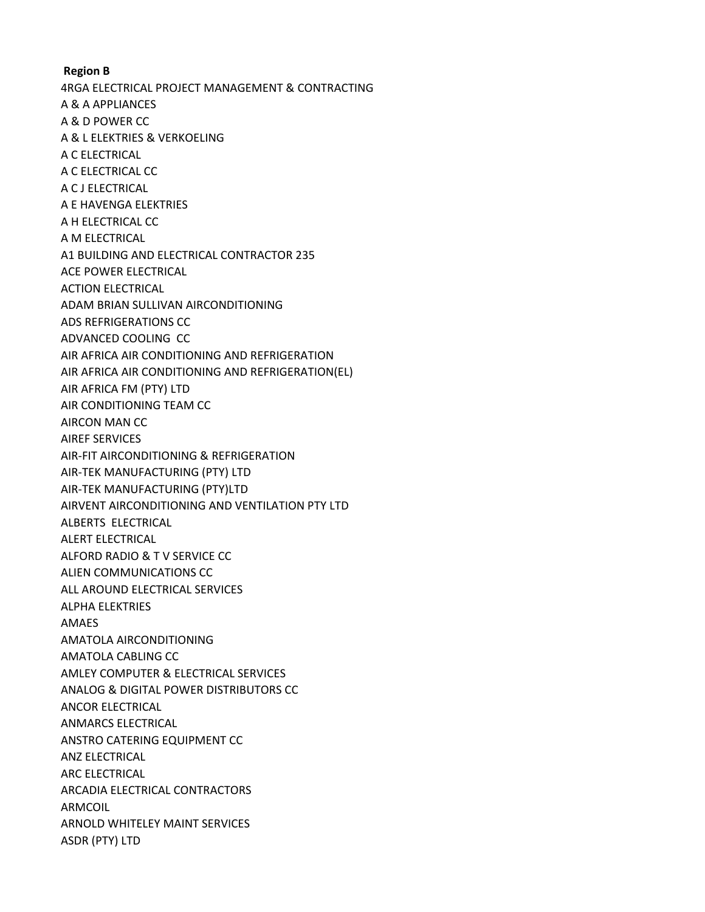**Region B**

4RGA ELECTRICAL PROJECT MANAGEMENT & CONTRACTING
A & A APPLIANCES
A & D POWER CC
A & L ELEKTRIES & VERKOELING
A C ELECTRICAL
A C ELECTRICAL CC
A C J ELECTRICAL
A E HAVENGA ELEKTRIES
A H ELECTRICAL CC
A M ELECTRICAL
A1 BUILDING AND ELECTRICAL CONTRACTOR 235
ACE POWER ELECTRICAL
ACTION ELECTRICAL
ADAM BRIAN SULLIVAN AIRCONDITIONING
ADS REFRIGERATIONS CC
ADVANCED COOLING  CC
AIR AFRICA AIR CONDITIONING AND REFRIGERATION
AIR AFRICA AIR CONDITIONING AND REFRIGERATION(EL)
AIR AFRICA FM (PTY) LTD
AIR CONDITIONING TEAM CC
AIRCON MAN CC
AIREF SERVICES
AIR-FIT AIRCONDITIONING & REFRIGERATION
AIR-TEK MANUFACTURING (PTY) LTD
AIR-TEK MANUFACTURING (PTY)LTD
AIRVENT AIRCONDITIONING AND VENTILATION PTY LTD
ALBERTS  ELECTRICAL
ALERT ELECTRICAL
ALFORD RADIO & T V SERVICE CC
ALIEN COMMUNICATIONS CC
ALL AROUND ELECTRICAL SERVICES
ALPHA ELEKTRIES
AMAES
AMATOLA AIRCONDITIONING
AMATOLA CABLING CC
AMLEY COMPUTER & ELECTRICAL SERVICES
ANALOG & DIGITAL POWER DISTRIBUTORS CC
ANCOR ELECTRICAL
ANMARCS ELECTRICAL
ANSTRO CATERING EQUIPMENT CC
ANZ ELECTRICAL
ARC ELECTRICAL
ARCADIA ELECTRICAL CONTRACTORS
ARMCOIL
ARNOLD WHITELEY MAINT SERVICES
ASDR (PTY) LTD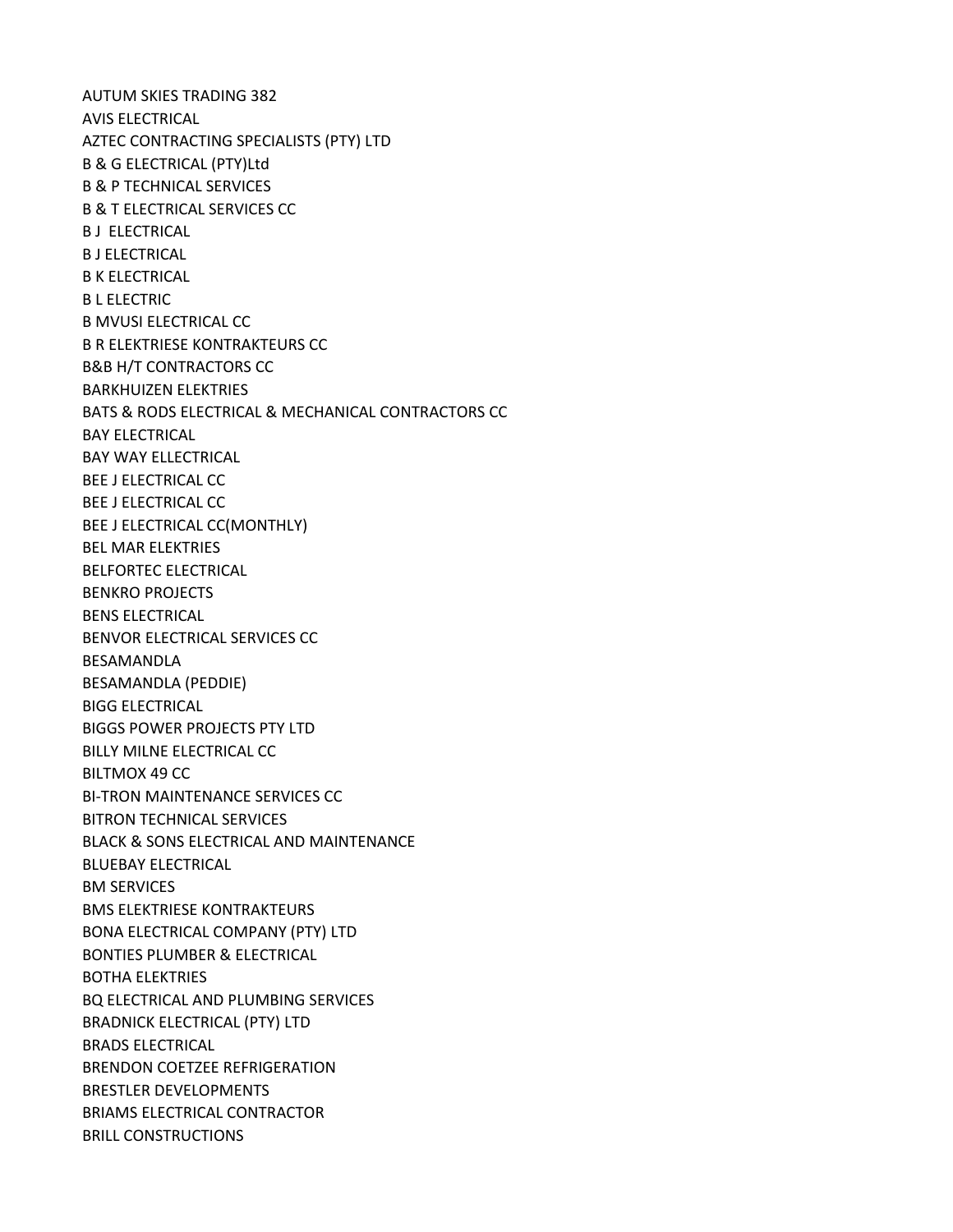AUTUM SKIES TRADING 382
AVIS ELECTRICAL
AZTEC CONTRACTING SPECIALISTS (PTY) LTD
B & G ELECTRICAL (PTY)Ltd
B & P TECHNICAL SERVICES
B & T ELECTRICAL SERVICES CC
B J  ELECTRICAL
B J ELECTRICAL
B K ELECTRICAL
B L ELECTRIC
B MVUSI ELECTRICAL CC
B R ELEKTRIESE KONTRAKTEURS CC
B&B H/T CONTRACTORS CC
BARKHUIZEN ELEKTRIES
BATS & RODS ELECTRICAL & MECHANICAL CONTRACTORS CC
BAY ELECTRICAL
BAY WAY ELLECTRICAL
BEE J ELECTRICAL CC
BEE J ELECTRICAL CC
BEE J ELECTRICAL CC(MONTHLY)
BEL MAR ELEKTRIES
BELFORTEC ELECTRICAL
BENKRO PROJECTS
BENS ELECTRICAL
BENVOR ELECTRICAL SERVICES CC
BESAMANDLA
BESAMANDLA (PEDDIE)
BIGG ELECTRICAL
BIGGS POWER PROJECTS PTY LTD
BILLY MILNE ELECTRICAL CC
BILTMOX 49 CC
BI-TRON MAINTENANCE SERVICES CC
BITRON TECHNICAL SERVICES
BLACK & SONS ELECTRICAL AND MAINTENANCE
BLUEBAY ELECTRICAL
BM SERVICES
BMS ELEKTRIESE KONTRAKTEURS
BONA ELECTRICAL COMPANY (PTY) LTD
BONTIES PLUMBER & ELECTRICAL
BOTHA ELEKTRIES
BQ ELECTRICAL AND PLUMBING SERVICES
BRADNICK ELECTRICAL (PTY) LTD
BRADS ELECTRICAL
BRENDON COETZEE REFRIGERATION
BRESTLER DEVELOPMENTS
BRIAMS ELECTRICAL CONTRACTOR
BRILL CONSTRUCTIONS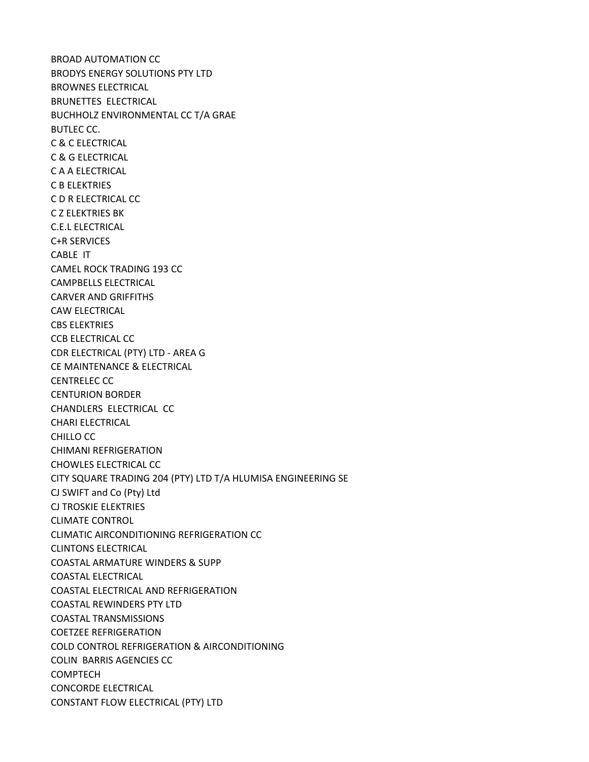BROAD AUTOMATION CC
BRODYS ENERGY SOLUTIONS PTY LTD
BROWNES ELECTRICAL
BRUNETTES  ELECTRICAL
BUCHHOLZ ENVIRONMENTAL CC T/A GRAE
BUTLEC CC.
C & C ELECTRICAL
C & G ELECTRICAL
C A A ELECTRICAL
C B ELEKTRIES
C D R ELECTRICAL CC
C Z ELEKTRIES BK
C.E.L ELECTRICAL
C+R SERVICES
CABLE  IT
CAMEL ROCK TRADING 193 CC
CAMPBELLS ELECTRICAL
CARVER AND GRIFFITHS
CAW ELECTRICAL
CBS ELEKTRIES
CCB ELECTRICAL CC
CDR ELECTRICAL (PTY) LTD - AREA G
CE MAINTENANCE & ELECTRICAL
CENTRELEC CC
CENTURION BORDER
CHANDLERS  ELECTRICAL  CC
CHARI ELECTRICAL
CHILLO CC
CHIMANI REFRIGERATION
CHOWLES ELECTRICAL CC
CITY SQUARE TRADING 204 (PTY) LTD T/A HLUMISA ENGINEERING SE
CJ SWIFT and Co (Pty) Ltd
CJ TROSKIE ELEKTRIES
CLIMATE CONTROL
CLIMATIC AIRCONDITIONING REFRIGERATION CC
CLINTONS ELECTRICAL
COASTAL ARMATURE WINDERS & SUPP
COASTAL ELECTRICAL
COASTAL ELECTRICAL AND REFRIGERATION
COASTAL REWINDERS PTY LTD
COASTAL TRANSMISSIONS
COETZEE REFRIGERATION
COLD CONTROL REFRIGERATION & AIRCONDITIONING
COLIN  BARRIS AGENCIES CC
COMPTECH
CONCORDE ELECTRICAL
CONSTANT FLOW ELECTRICAL (PTY) LTD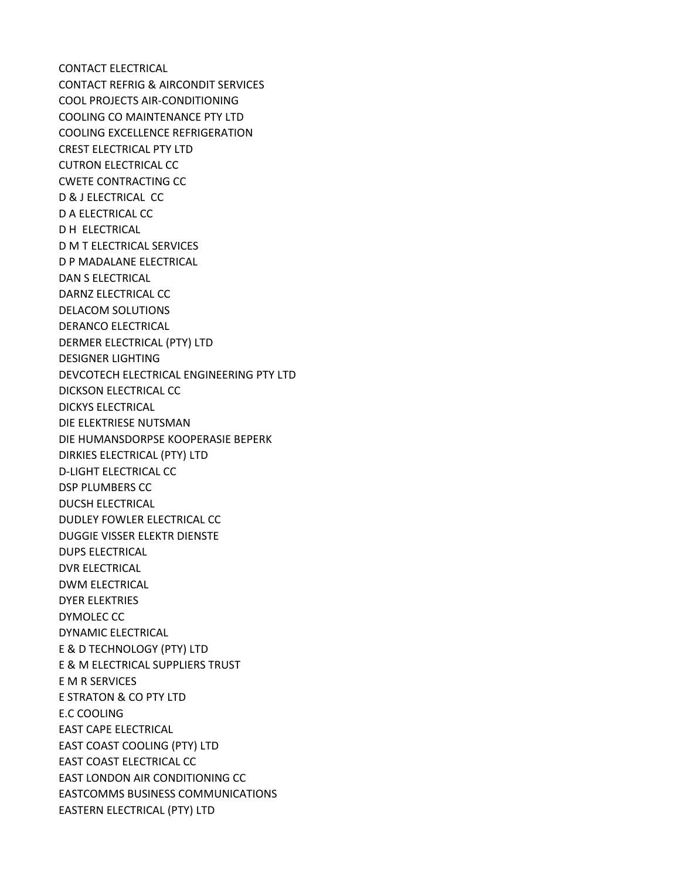CONTACT ELECTRICAL
CONTACT REFRIG & AIRCONDIT SERVICES
COOL PROJECTS AIR-CONDITIONING
COOLING CO MAINTENANCE PTY LTD
COOLING EXCELLENCE REFRIGERATION
CREST ELECTRICAL PTY LTD
CUTRON ELECTRICAL CC
CWETE CONTRACTING CC
D & J ELECTRICAL CC
D A ELECTRICAL CC
D H ELECTRICAL
D M T ELECTRICAL SERVICES
D P MADALANE ELECTRICAL
DAN S ELECTRICAL
DARNZ ELECTRICAL CC
DELACOM SOLUTIONS
DERANCO ELECTRICAL
DERMER ELECTRICAL (PTY) LTD
DESIGNER LIGHTING
DEVCOTECH ELECTRICAL ENGINEERING PTY LTD
DICKSON ELECTRICAL CC
DICKYS ELECTRICAL
DIE ELEKTRIESE NUTSMAN
DIE HUMANSDORPSE KOOPERASIE BEPERK
DIRKIES ELECTRICAL (PTY) LTD
D-LIGHT ELECTRICAL CC
DSP PLUMBERS CC
DUCSH ELECTRICAL
DUDLEY FOWLER ELECTRICAL CC
DUGGIE VISSER ELEKTR DIENSTE
DUPS ELECTRICAL
DVR ELECTRICAL
DWM ELECTRICAL
DYER ELEKTRIES
DYMOLEC CC
DYNAMIC ELECTRICAL
E & D TECHNOLOGY (PTY) LTD
E & M ELECTRICAL SUPPLIERS TRUST
E M R SERVICES
E STRATON & CO PTY LTD
E.C COOLING
EAST CAPE ELECTRICAL
EAST COAST COOLING (PTY) LTD
EAST COAST ELECTRICAL CC
EAST LONDON AIR CONDITIONING CC
EASTCOMMS BUSINESS COMMUNICATIONS
EASTERN ELECTRICAL (PTY) LTD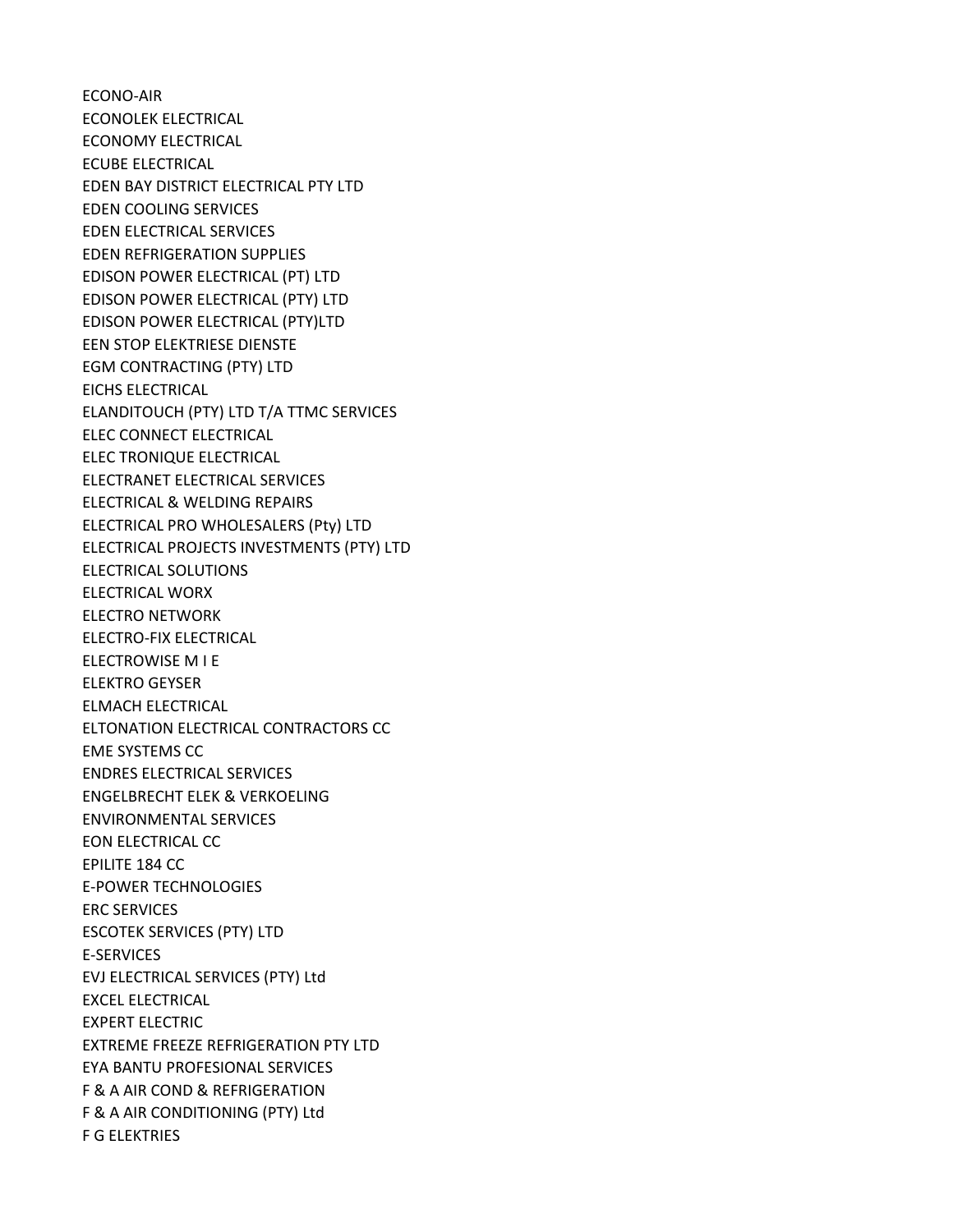ECONO-AIR
ECONOLEK ELECTRICAL
ECONOMY ELECTRICAL
ECUBE ELECTRICAL
EDEN BAY DISTRICT ELECTRICAL PTY LTD
EDEN COOLING SERVICES
EDEN ELECTRICAL SERVICES
EDEN REFRIGERATION SUPPLIES
EDISON POWER ELECTRICAL (PT) LTD
EDISON POWER ELECTRICAL (PTY) LTD
EDISON POWER ELECTRICAL (PTY)LTD
EEN STOP ELEKTRIESE DIENSTE
EGM CONTRACTING (PTY) LTD
EICHS ELECTRICAL
ELANDITOUCH (PTY) LTD T/A TTMC SERVICES
ELEC CONNECT ELECTRICAL
ELEC TRONIQUE ELECTRICAL
ELECTRANET ELECTRICAL SERVICES
ELECTRICAL & WELDING REPAIRS
ELECTRICAL PRO WHOLESALERS (Pty) LTD
ELECTRICAL PROJECTS INVESTMENTS (PTY) LTD
ELECTRICAL SOLUTIONS
ELECTRICAL WORX
ELECTRO NETWORK
ELECTRO-FIX ELECTRICAL
ELECTROWISE M I E
ELEKTRO GEYSER
ELMACH ELECTRICAL
ELTONATION ELECTRICAL CONTRACTORS CC
EME SYSTEMS CC
ENDRES ELECTRICAL SERVICES
ENGELBRECHT ELEK & VERKOELING
ENVIRONMENTAL SERVICES
EON ELECTRICAL CC
EPILITE 184 CC
E-POWER TECHNOLOGIES
ERC SERVICES
ESCOTEK SERVICES (PTY) LTD
E-SERVICES
EVJ ELECTRICAL SERVICES (PTY) Ltd
EXCEL ELECTRICAL
EXPERT ELECTRIC
EXTREME FREEZE REFRIGERATION PTY LTD
EYA BANTU PROFESIONAL SERVICES
F & A AIR COND & REFRIGERATION
F & A AIR CONDITIONING (PTY) Ltd
F G ELEKTRIES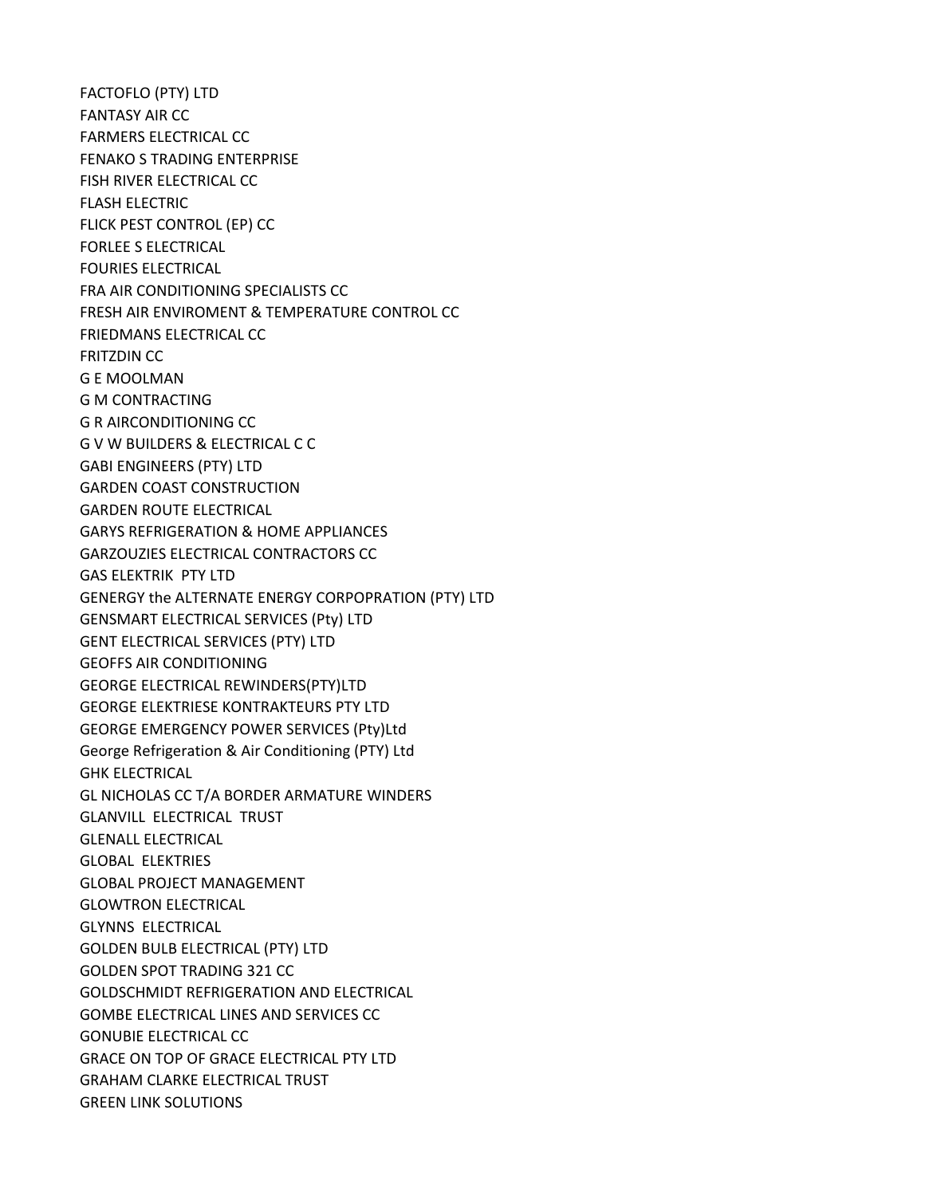FACTOFLO (PTY) LTD
FANTASY AIR CC
FARMERS ELECTRICAL CC
FENAKO S TRADING ENTERPRISE
FISH RIVER ELECTRICAL CC
FLASH ELECTRIC
FLICK PEST CONTROL (EP) CC
FORLEE S ELECTRICAL
FOURIES ELECTRICAL
FRA AIR CONDITIONING SPECIALISTS CC
FRESH AIR ENVIROMENT & TEMPERATURE CONTROL CC
FRIEDMANS ELECTRICAL CC
FRITZDIN CC
G E MOOLMAN
G M CONTRACTING
G R AIRCONDITIONING CC
G V W BUILDERS & ELECTRICAL C C
GABI ENGINEERS (PTY) LTD
GARDEN COAST CONSTRUCTION
GARDEN ROUTE ELECTRICAL
GARYS REFRIGERATION & HOME APPLIANCES
GARZOUZIES ELECTRICAL CONTRACTORS CC
GAS ELEKTRIK PTY LTD
GENERGY the ALTERNATE ENERGY CORPOPRATION (PTY) LTD
GENSMART ELECTRICAL SERVICES (Pty) LTD
GENT ELECTRICAL SERVICES (PTY) LTD
GEOFFS AIR CONDITIONING
GEORGE ELECTRICAL REWINDERS(PTY)LTD
GEORGE ELEKTRIESE KONTRAKTEURS PTY LTD
GEORGE EMERGENCY POWER SERVICES (Pty)Ltd
George Refrigeration & Air Conditioning (PTY) Ltd
GHK ELECTRICAL
GL NICHOLAS CC T/A BORDER ARMATURE WINDERS
GLANVILL ELECTRICAL TRUST
GLENALL ELECTRICAL
GLOBAL ELEKTRIES
GLOBAL PROJECT MANAGEMENT
GLOWTRON ELECTRICAL
GLYNNS ELECTRICAL
GOLDEN BULB ELECTRICAL (PTY) LTD
GOLDEN SPOT TRADING 321 CC
GOLDSCHMIDT REFRIGERATION AND ELECTRICAL
GOMBE ELECTRICAL LINES AND SERVICES CC
GONUBIE ELECTRICAL CC
GRACE ON TOP OF GRACE ELECTRICAL PTY LTD
GRAHAM CLARKE ELECTRICAL TRUST
GREEN LINK SOLUTIONS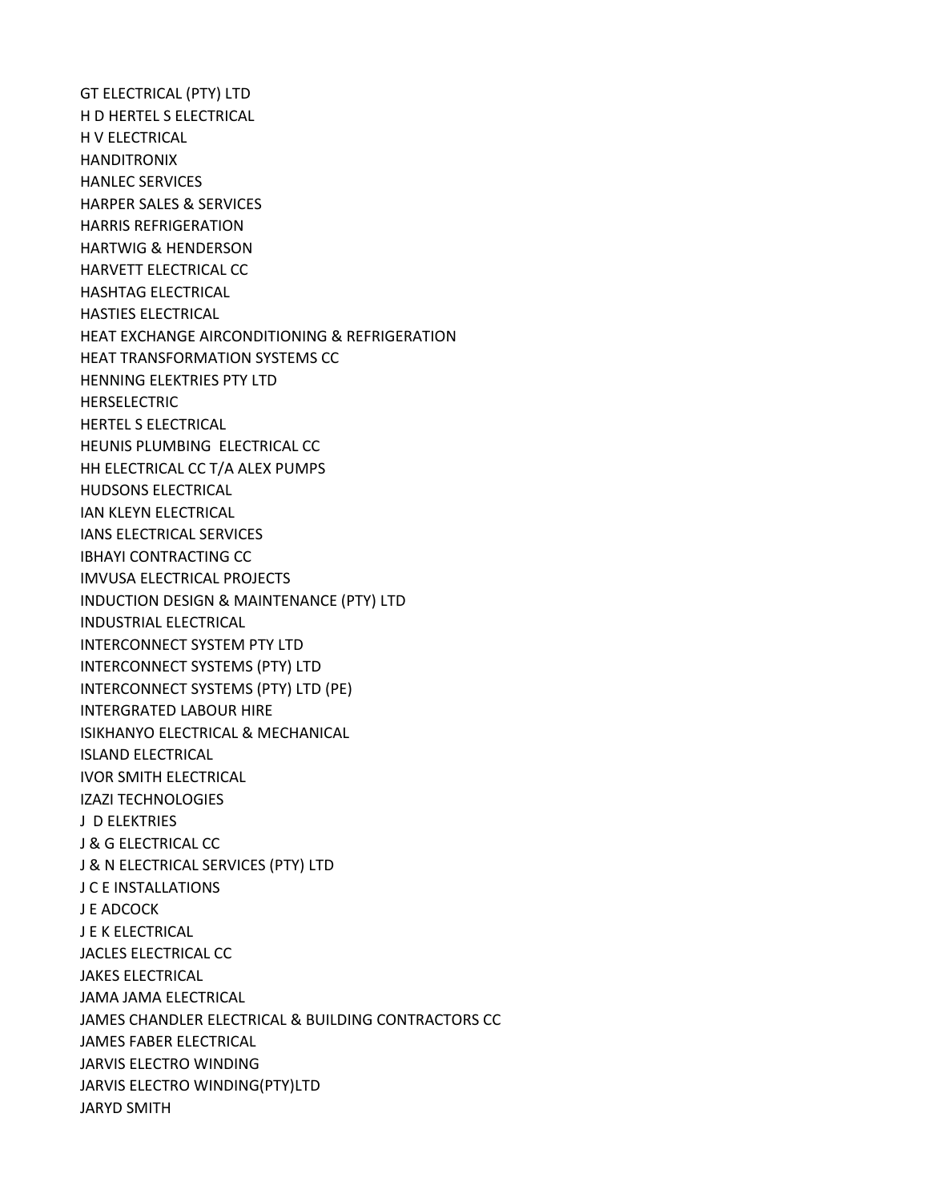GT ELECTRICAL (PTY) LTD
H D HERTEL S ELECTRICAL
H V ELECTRICAL
HANDITRONIX
HANLEC SERVICES
HARPER SALES & SERVICES
HARRIS REFRIGERATION
HARTWIG & HENDERSON
HARVETT ELECTRICAL CC
HASHTAG ELECTRICAL
HASTIES ELECTRICAL
HEAT EXCHANGE AIRCONDITIONING & REFRIGERATION
HEAT TRANSFORMATION SYSTEMS CC
HENNING ELEKTRIES PTY LTD
HERSELECTRIC
HERTEL S ELECTRICAL
HEUNIS PLUMBING  ELECTRICAL CC
HH ELECTRICAL CC T/A ALEX PUMPS
HUDSONS ELECTRICAL
IAN KLEYN ELECTRICAL
IANS ELECTRICAL SERVICES
IBHAYI CONTRACTING CC
IMVUSA ELECTRICAL PROJECTS
INDUCTION DESIGN & MAINTENANCE (PTY) LTD
INDUSTRIAL ELECTRICAL
INTERCONNECT SYSTEM PTY LTD
INTERCONNECT SYSTEMS (PTY) LTD
INTERCONNECT SYSTEMS (PTY) LTD (PE)
INTERGRATED LABOUR HIRE
ISIKHANYO ELECTRICAL & MECHANICAL
ISLAND ELECTRICAL
IVOR SMITH ELECTRICAL
IZAZI TECHNOLOGIES
J  D ELEKTRIES
J & G ELECTRICAL CC
J & N ELECTRICAL SERVICES (PTY) LTD
J C E INSTALLATIONS
J E ADCOCK
J E K ELECTRICAL
JACLES ELECTRICAL CC
JAKES ELECTRICAL
JAMA JAMA ELECTRICAL
JAMES CHANDLER ELECTRICAL & BUILDING CONTRACTORS CC
JAMES FABER ELECTRICAL
JARVIS ELECTRO WINDING
JARVIS ELECTRO WINDING(PTY)LTD
JARYD SMITH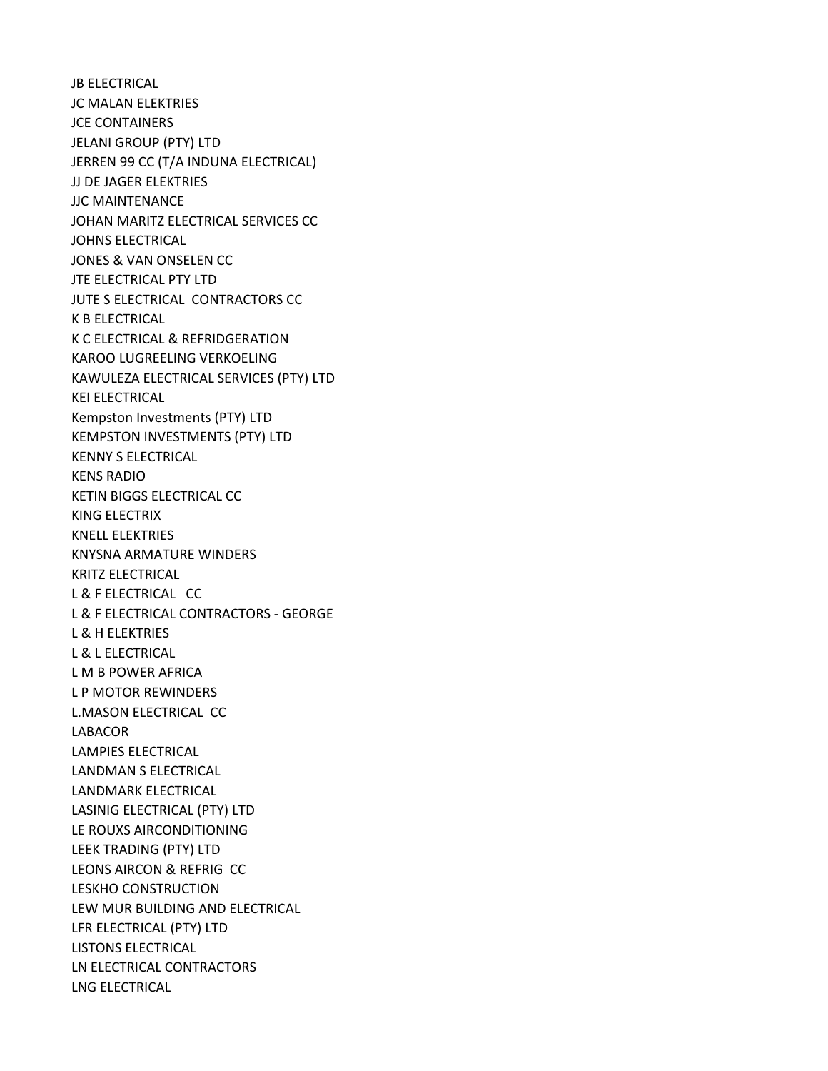JB ELECTRICAL
JC MALAN ELEKTRIES
JCE CONTAINERS
JELANI GROUP (PTY) LTD
JERREN 99 CC (T/A INDUNA ELECTRICAL)
JJ DE JAGER ELEKTRIES
JJC MAINTENANCE
JOHAN MARITZ ELECTRICAL SERVICES CC
JOHNS ELECTRICAL
JONES & VAN ONSELEN CC
JTE ELECTRICAL PTY LTD
JUTE S ELECTRICAL CONTRACTORS CC
K B ELECTRICAL
K C ELECTRICAL & REFRIDGERATION
KAROO LUGREELING VERKOELING
KAWULEZA ELECTRICAL SERVICES (PTY) LTD
KEI ELECTRICAL
Kempston Investments (PTY) LTD
KEMPSTON INVESTMENTS (PTY) LTD
KENNY S ELECTRICAL
KENS RADIO
KETIN BIGGS ELECTRICAL CC
KING ELECTRIX
KNELL ELEKTRIES
KNYSNA ARMATURE WINDERS
KRITZ ELECTRICAL
L & F ELECTRICAL CC
L & F ELECTRICAL CONTRACTORS - GEORGE
L & H ELEKTRIES
L & L ELECTRICAL
L M B POWER AFRICA
L P MOTOR REWINDERS
L.MASON ELECTRICAL CC
LABACOR
LAMPIES ELECTRICAL
LANDMAN S ELECTRICAL
LANDMARK ELECTRICAL
LASINIG ELECTRICAL (PTY) LTD
LE ROUXS AIRCONDITIONING
LEEK TRADING (PTY) LTD
LEONS AIRCON & REFRIG CC
LESKHO CONSTRUCTION
LEW MUR BUILDING AND ELECTRICAL
LFR ELECTRICAL (PTY) LTD
LISTONS ELECTRICAL
LN ELECTRICAL CONTRACTORS
LNG ELECTRICAL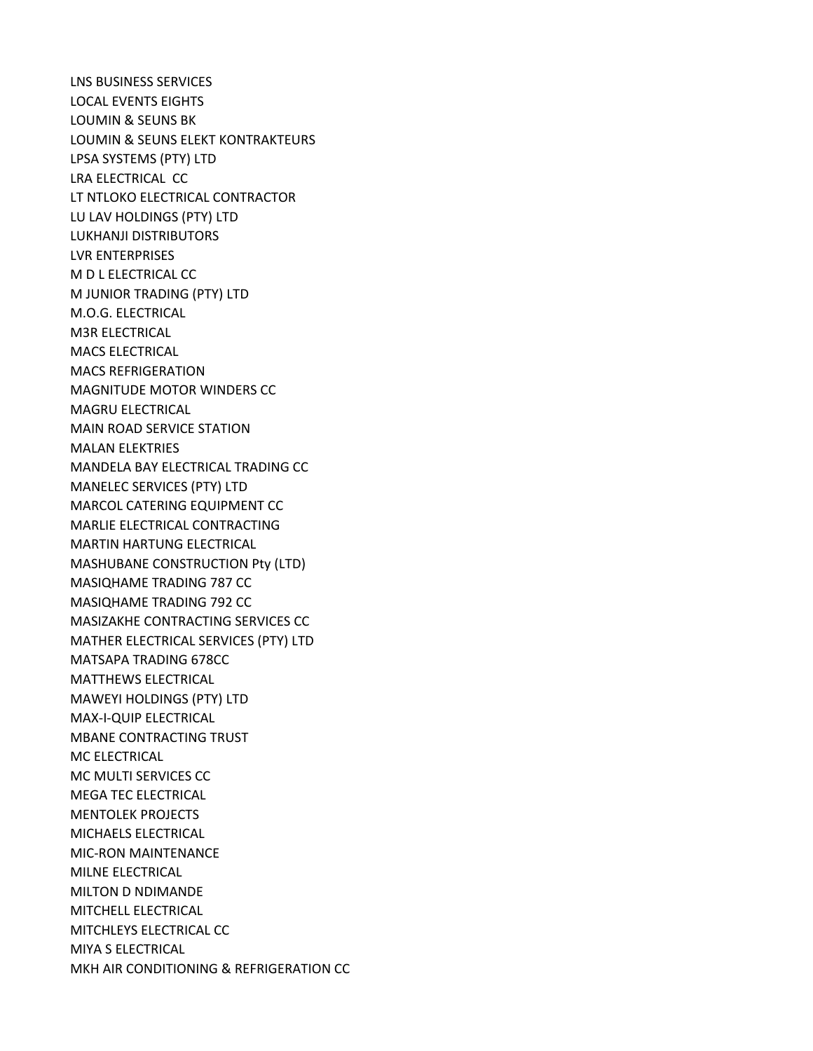LNS BUSINESS SERVICES
LOCAL EVENTS EIGHTS
LOUMIN & SEUNS BK
LOUMIN & SEUNS ELEKT KONTRAKTEURS
LPSA SYSTEMS (PTY) LTD
LRA ELECTRICAL  CC
LT NTLOKO ELECTRICAL CONTRACTOR
LU LAV HOLDINGS (PTY) LTD
LUKHANJI DISTRIBUTORS
LVR ENTERPRISES
M D L ELECTRICAL CC
M JUNIOR TRADING (PTY) LTD
M.O.G. ELECTRICAL
M3R ELECTRICAL
MACS ELECTRICAL
MACS REFRIGERATION
MAGNITUDE MOTOR WINDERS CC
MAGRU ELECTRICAL
MAIN ROAD SERVICE STATION
MALAN ELEKTRIES
MANDELA BAY ELECTRICAL TRADING CC
MANELEC SERVICES (PTY) LTD
MARCOL CATERING EQUIPMENT CC
MARLIE ELECTRICAL CONTRACTING
MARTIN HARTUNG ELECTRICAL
MASHUBANE CONSTRUCTION Pty (LTD)
MASIQHAME TRADING 787 CC
MASIQHAME TRADING 792 CC
MASIZAKHE CONTRACTING SERVICES CC
MATHER ELECTRICAL SERVICES (PTY) LTD
MATSAPA TRADING 678CC
MATTHEWS ELECTRICAL
MAWEYI HOLDINGS (PTY) LTD
MAX-I-QUIP ELECTRICAL
MBANE CONTRACTING TRUST
MC ELECTRICAL
MC MULTI SERVICES CC
MEGA TEC ELECTRICAL
MENTOLEK PROJECTS
MICHAELS ELECTRICAL
MIC-RON MAINTENANCE
MILNE ELECTRICAL
MILTON D NDIMANDE
MITCHELL ELECTRICAL
MITCHLEYS ELECTRICAL CC
MIYA S ELECTRICAL
MKH AIR CONDITIONING & REFRIGERATION CC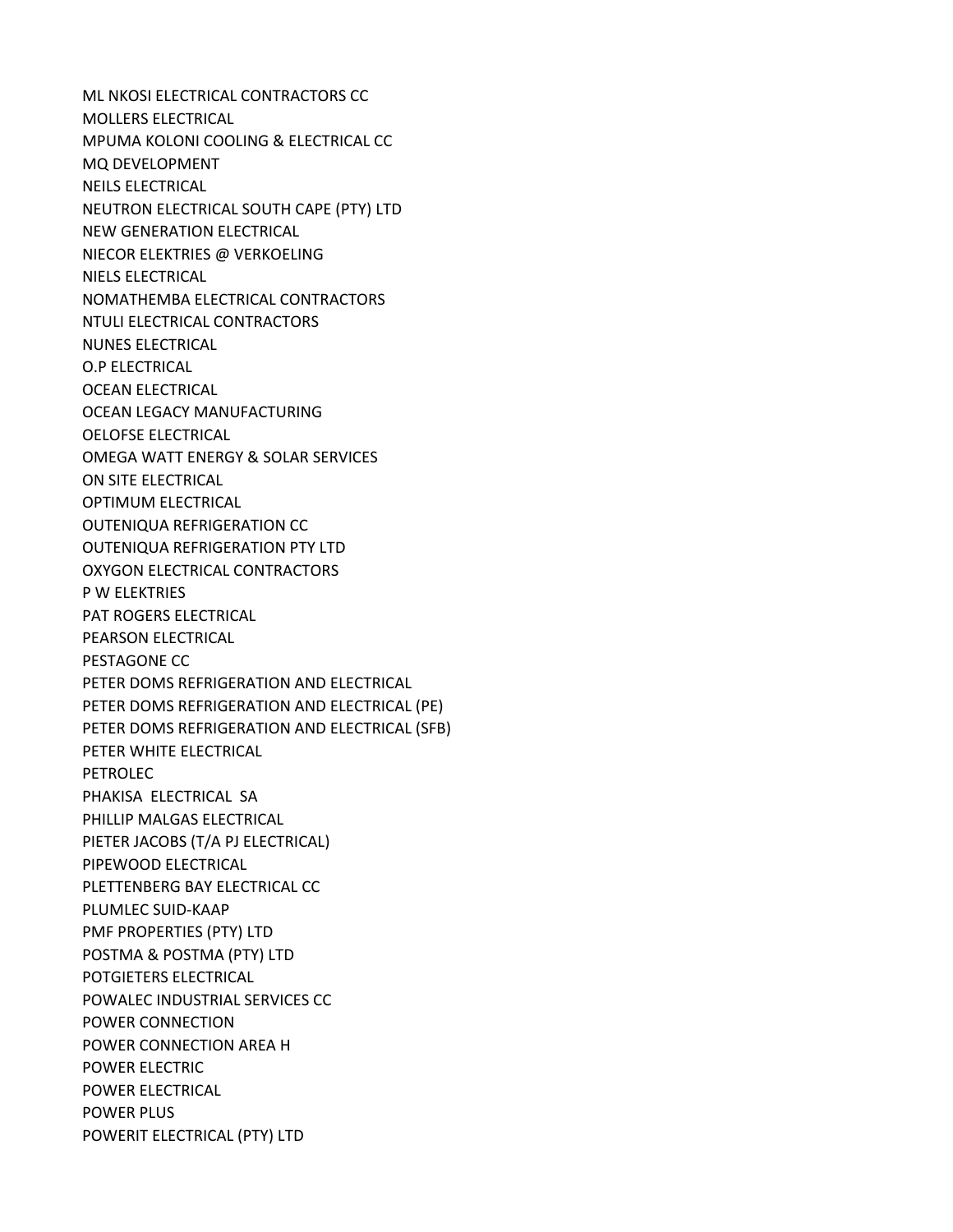ML NKOSI ELECTRICAL CONTRACTORS CC
MOLLERS ELECTRICAL
MPUMA KOLONI COOLING & ELECTRICAL CC
MQ DEVELOPMENT
NEILS ELECTRICAL
NEUTRON ELECTRICAL SOUTH CAPE (PTY) LTD
NEW GENERATION ELECTRICAL
NIECOR ELEKTRIES @ VERKOELING
NIELS ELECTRICAL
NOMATHEMBA ELECTRICAL CONTRACTORS
NTULI ELECTRICAL CONTRACTORS
NUNES ELECTRICAL
O.P ELECTRICAL
OCEAN ELECTRICAL
OCEAN LEGACY MANUFACTURING
OELOFSE ELECTRICAL
OMEGA WATT ENERGY & SOLAR SERVICES
ON SITE ELECTRICAL
OPTIMUM ELECTRICAL
OUTENIQUA REFRIGERATION CC
OUTENIQUA REFRIGERATION PTY LTD
OXYGON ELECTRICAL CONTRACTORS
P W ELEKTRIES
PAT ROGERS ELECTRICAL
PEARSON ELECTRICAL
PESTAGONE CC
PETER DOMS REFRIGERATION AND ELECTRICAL
PETER DOMS REFRIGERATION AND ELECTRICAL (PE)
PETER DOMS REFRIGERATION AND ELECTRICAL (SFB)
PETER WHITE ELECTRICAL
PETROLEC
PHAKISA ELECTRICAL SA
PHILLIP MALGAS ELECTRICAL
PIETER JACOBS (T/A PJ ELECTRICAL)
PIPEWOOD ELECTRICAL
PLETTENBERG BAY ELECTRICAL CC
PLUMLEC SUID-KAAP
PMF PROPERTIES (PTY) LTD
POSTMA & POSTMA (PTY) LTD
POTGIETERS ELECTRICAL
POWALEC INDUSTRIAL SERVICES CC
POWER CONNECTION
POWER CONNECTION AREA H
POWER ELECTRIC
POWER ELECTRICAL
POWER PLUS
POWERIT ELECTRICAL (PTY) LTD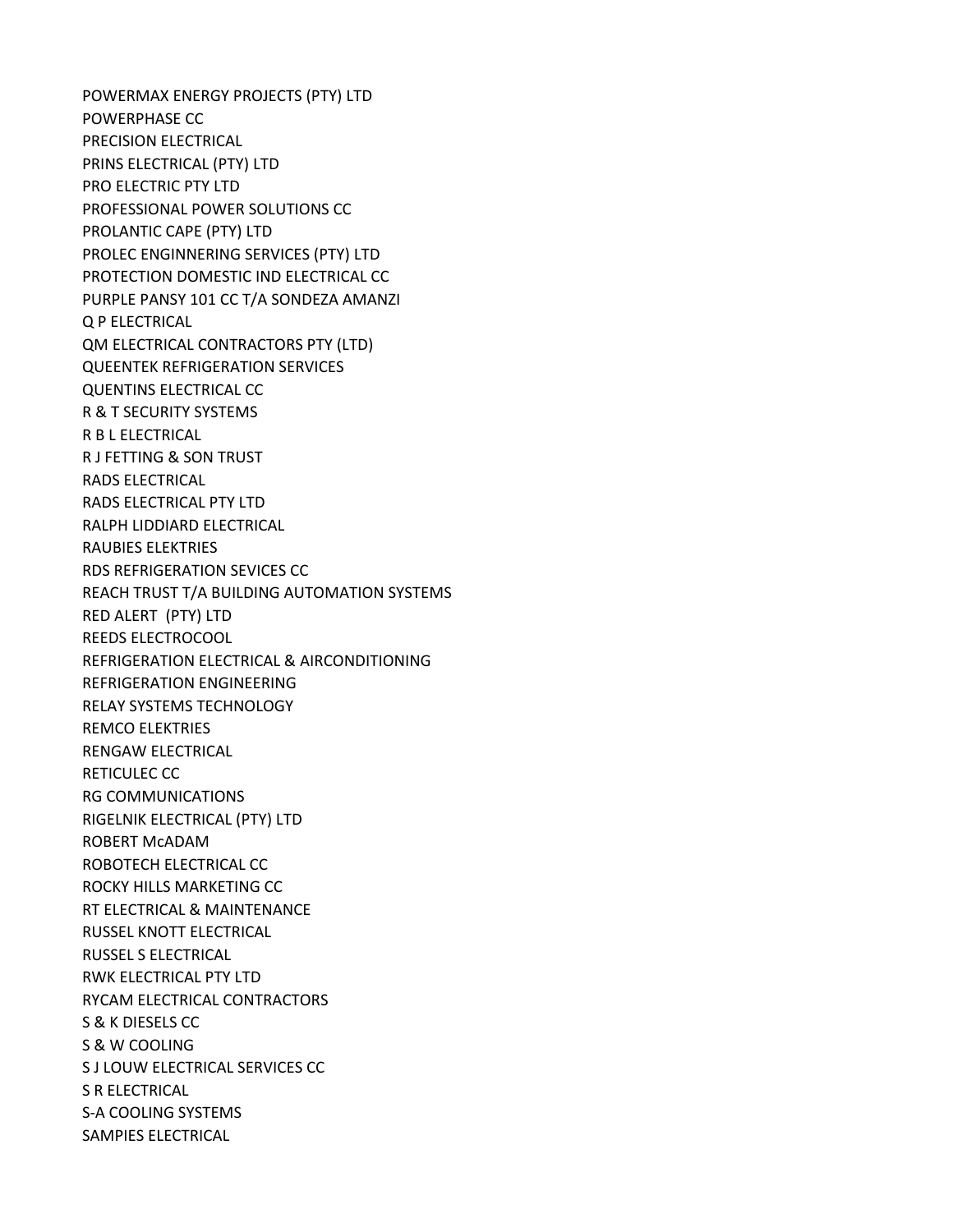POWERMAX ENERGY PROJECTS (PTY) LTD
POWERPHASE CC
PRECISION ELECTRICAL
PRINS ELECTRICAL (PTY) LTD
PRO ELECTRIC PTY LTD
PROFESSIONAL POWER SOLUTIONS CC
PROLANTIC CAPE (PTY) LTD
PROLEC ENGINNERING SERVICES (PTY) LTD
PROTECTION DOMESTIC IND ELECTRICAL CC
PURPLE PANSY 101 CC T/A SONDEZA AMANZI
Q P ELECTRICAL
QM ELECTRICAL CONTRACTORS PTY (LTD)
QUEENTEK REFRIGERATION SERVICES
QUENTINS ELECTRICAL CC
R & T SECURITY SYSTEMS
R B L ELECTRICAL
R J FETTING & SON TRUST
RADS ELECTRICAL
RADS ELECTRICAL PTY LTD
RALPH LIDDIARD ELECTRICAL
RAUBIES ELEKTRIES
RDS REFRIGERATION SEVICES CC
REACH TRUST T/A BUILDING AUTOMATION SYSTEMS
RED ALERT (PTY) LTD
REEDS ELECTROCOOL
REFRIGERATION ELECTRICAL & AIRCONDITIONING
REFRIGERATION ENGINEERING
RELAY SYSTEMS TECHNOLOGY
REMCO ELEKTRIES
RENGAW ELECTRICAL
RETICULEC CC
RG COMMUNICATIONS
RIGELNIK ELECTRICAL (PTY) LTD
ROBERT McADAM
ROBOTECH ELECTRICAL CC
ROCKY HILLS MARKETING CC
RT ELECTRICAL & MAINTENANCE
RUSSEL KNOTT ELECTRICAL
RUSSEL S ELECTRICAL
RWK ELECTRICAL PTY LTD
RYCAM ELECTRICAL CONTRACTORS
S & K DIESELS CC
S & W COOLING
S J LOUW ELECTRICAL SERVICES CC
S R ELECTRICAL
S-A COOLING SYSTEMS
SAMPIES ELECTRICAL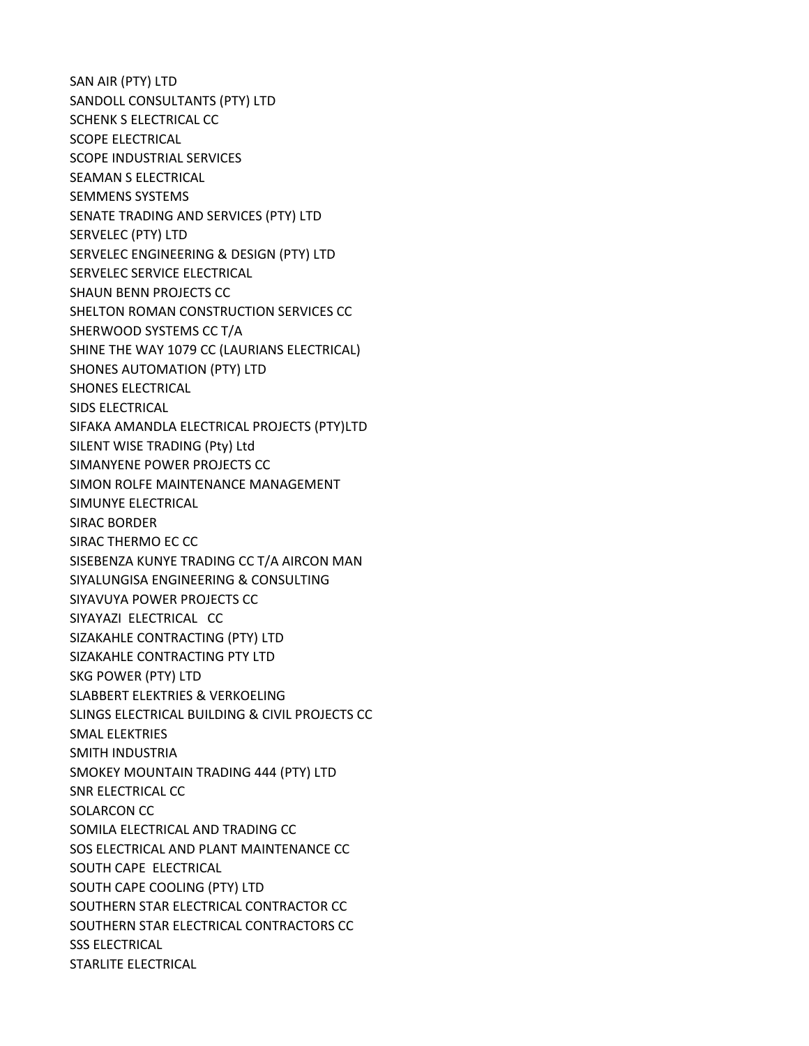SAN AIR (PTY) LTD
SANDOLL CONSULTANTS (PTY) LTD
SCHENK S ELECTRICAL CC
SCOPE ELECTRICAL
SCOPE INDUSTRIAL SERVICES
SEAMAN S ELECTRICAL
SEMMENS SYSTEMS
SENATE TRADING AND SERVICES (PTY) LTD
SERVELEC (PTY) LTD
SERVELEC ENGINEERING & DESIGN (PTY) LTD
SERVELEC SERVICE ELECTRICAL
SHAUN BENN PROJECTS CC
SHELTON ROMAN CONSTRUCTION SERVICES CC
SHERWOOD SYSTEMS CC T/A
SHINE THE WAY 1079 CC (LAURIANS ELECTRICAL)
SHONES AUTOMATION (PTY) LTD
SHONES ELECTRICAL
SIDS ELECTRICAL
SIFAKA AMANDLA ELECTRICAL PROJECTS (PTY)LTD
SILENT WISE TRADING (Pty) Ltd
SIMANYENE POWER PROJECTS CC
SIMON ROLFE MAINTENANCE MANAGEMENT
SIMUNYE ELECTRICAL
SIRAC BORDER
SIRAC THERMO EC CC
SISEBENZA KUNYE TRADING CC T/A AIRCON MAN
SIYALUNGISA ENGINEERING & CONSULTING
SIYAVUYA POWER PROJECTS CC
SIYAYAZI ELECTRICAL CC
SIZAKAHLE CONTRACTING (PTY) LTD
SIZAKAHLE CONTRACTING PTY LTD
SKG POWER (PTY) LTD
SLABBERT ELEKTRIES & VERKOELING
SLINGS ELECTRICAL BUILDING & CIVIL PROJECTS CC
SMAL ELEKTRIES
SMITH INDUSTRIA
SMOKEY MOUNTAIN TRADING 444 (PTY) LTD
SNR ELECTRICAL CC
SOLARCON CC
SOMILA ELECTRICAL AND TRADING CC
SOS ELECTRICAL AND PLANT MAINTENANCE CC
SOUTH CAPE ELECTRICAL
SOUTH CAPE COOLING (PTY) LTD
SOUTHERN STAR ELECTRICAL CONTRACTOR CC
SOUTHERN STAR ELECTRICAL CONTRACTORS CC
SSS ELECTRICAL
STARLITE ELECTRICAL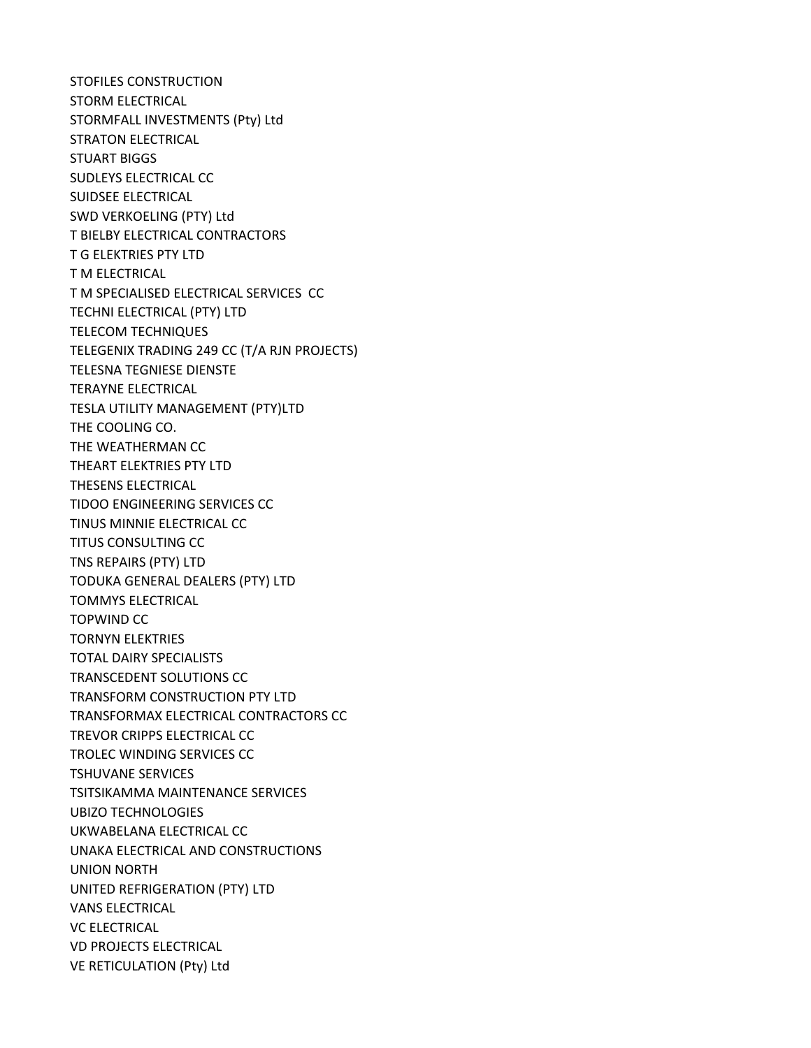STOFILES CONSTRUCTION
STORM ELECTRICAL
STORMFALL INVESTMENTS (Pty) Ltd
STRATON ELECTRICAL
STUART BIGGS
SUDLEYS ELECTRICAL CC
SUIDSEE ELECTRICAL
SWD VERKOELING (PTY) Ltd
T BIELBY ELECTRICAL CONTRACTORS
T G ELEKTRIES PTY LTD
T M ELECTRICAL
T M SPECIALISED ELECTRICAL SERVICES CC
TECHNI ELECTRICAL (PTY) LTD
TELECOM TECHNIQUES
TELEGENIX TRADING 249 CC (T/A RJN PROJECTS)
TELESNA TEGNIESE DIENSTE
TERAYNE ELECTRICAL
TESLA UTILITY MANAGEMENT (PTY)LTD
THE COOLING CO.
THE WEATHERMAN CC
THEART ELEKTRIES PTY LTD
THESENS ELECTRICAL
TIDOO ENGINEERING SERVICES CC
TINUS MINNIE ELECTRICAL CC
TITUS CONSULTING CC
TNS REPAIRS (PTY) LTD
TODUKA GENERAL DEALERS (PTY) LTD
TOMMYS ELECTRICAL
TOPWIND CC
TORNYN ELEKTRIES
TOTAL DAIRY SPECIALISTS
TRANSCEDENT SOLUTIONS CC
TRANSFORM CONSTRUCTION PTY LTD
TRANSFORMAX ELECTRICAL CONTRACTORS CC
TREVOR CRIPPS ELECTRICAL CC
TROLEC WINDING SERVICES CC
TSHUVANE SERVICES
TSITSIKAMMA MAINTENANCE SERVICES
UBIZO TECHNOLOGIES
UKWABELANA ELECTRICAL CC
UNAKA ELECTRICAL AND CONSTRUCTIONS
UNION NORTH
UNITED REFRIGERATION (PTY) LTD
VANS ELECTRICAL
VC ELECTRICAL
VD PROJECTS ELECTRICAL
VE RETICULATION (Pty) Ltd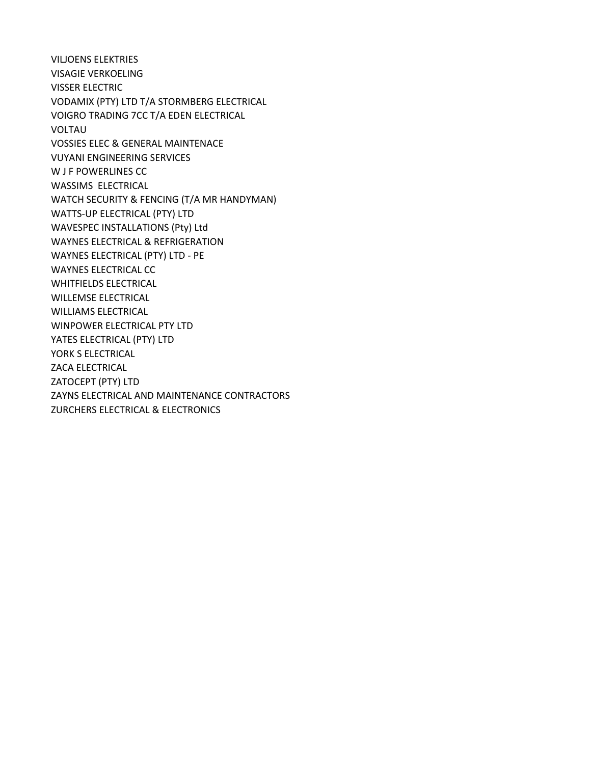VILJOENS ELEKTRIES
VISAGIE VERKOELING
VISSER ELECTRIC
VODAMIX (PTY) LTD T/A STORMBERG ELECTRICAL
VOIGRO TRADING 7CC T/A EDEN ELECTRICAL
VOLTAU
VOSSIES ELEC & GENERAL MAINTENACE
VUYANI ENGINEERING SERVICES
W J F POWERLINES CC
WASSIMS  ELECTRICAL
WATCH SECURITY & FENCING (T/A MR HANDYMAN)
WATTS-UP ELECTRICAL (PTY) LTD
WAVESPEC INSTALLATIONS (Pty) Ltd
WAYNES ELECTRICAL & REFRIGERATION
WAYNES ELECTRICAL (PTY) LTD - PE
WAYNES ELECTRICAL CC
WHITFIELDS ELECTRICAL
WILLEMSE ELECTRICAL
WILLIAMS ELECTRICAL
WINPOWER ELECTRICAL PTY LTD
YATES ELECTRICAL (PTY) LTD
YORK S ELECTRICAL
ZACA ELECTRICAL
ZATOCEPT (PTY) LTD
ZAYNS ELECTRICAL AND MAINTENANCE CONTRACTORS
ZURCHERS ELECTRICAL & ELECTRONICS